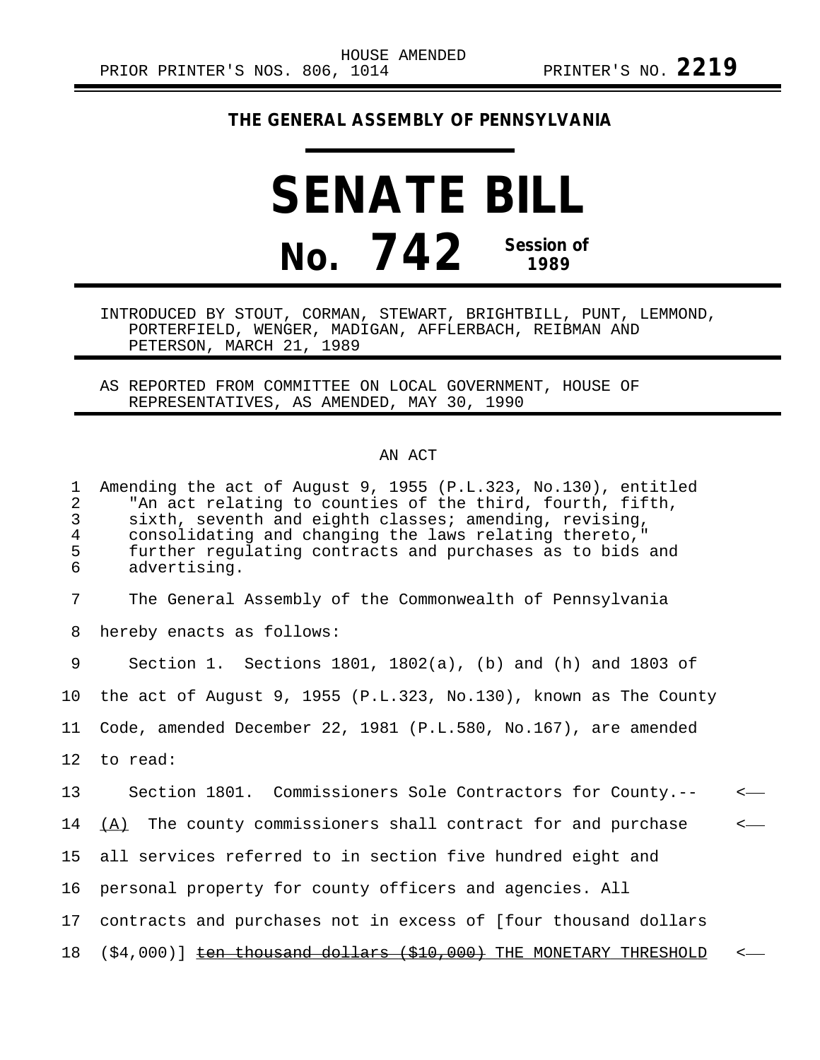HOUSE AMENDED

PRIOR PRINTER'S NOS. 806, 1014 PRINTER'S NO. **2219**

**THE GENERAL ASSEMBLY OF PENNSYLVANIA**

# SENATE BILL

# No. 742 Session of 1989

INTRODUCED BY STOUT, CORMAN, STEWART, BRIGHTBILL, PUNT, LEMMOND, PORTERFIELD, WENGER, MADIGAN, AFFLERBACH, REIBMAN AND PETERSON, MARCH 21, 1989

AS REPORTED FROM COMMITTEE ON LOCAL GOVERNMENT, HOUSE OF REPRESENTATIVES, AS AMENDED, MAY 30, 1990

AN ACT

1 Amending the act of August 9, 1955 (P.L.323, No.130), entitled
2 "An act relating to counties of the third, fourth, fifth,
3 sixth, seventh and eighth classes; amending, revising,
4 consolidating and changing the laws relating thereto,"
5 further regulating contracts and purchases as to bids and
6 advertising.

7 The General Assembly of the Commonwealth of Pennsylvania
8 hereby enacts as follows:

9 Section 1. Sections 1801, 1802(a), (b) and (h) and 1803 of
10 the act of August 9, 1955 (P.L.323, No.130), known as The County
11 Code, amended December 22, 1981 (P.L.580, No.167), are amended
12 to read:

13 Section 1801. Commissioners Sole Contractors for County.-- <—
14 (A) The county commissioners shall contract for and purchase <—
15 all services referred to in section five hundred eight and
16 personal property for county officers and agencies. All
17 contracts and purchases not in excess of [four thousand dollars
18 ($4,000)] ~~ten thousand dollars ($10,000)~~ THE MONETARY THRESHOLD <—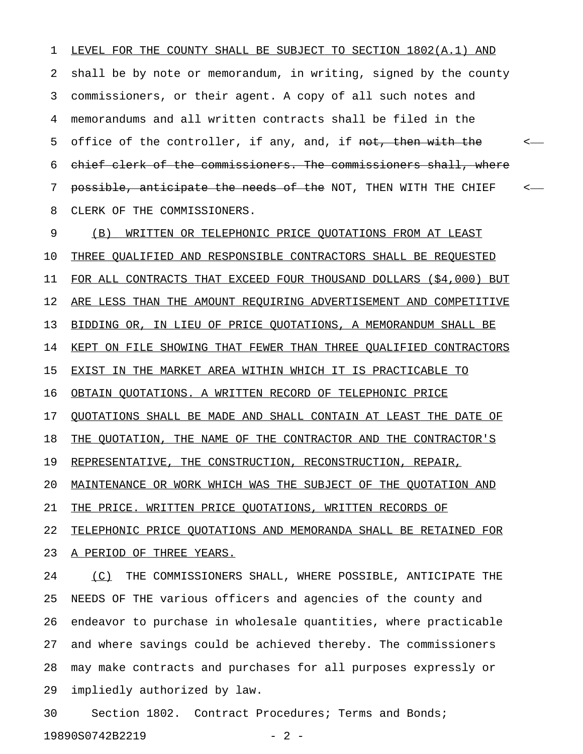LEVEL FOR THE COUNTY SHALL BE SUBJECT TO SECTION 1802(A.1) AND shall be by note or memorandum, in writing, signed by the county commissioners, or their agent. A copy of all such notes and memorandums and all written contracts shall be filed in the office of the controller, if any, and, if ~~not, then with the chief clerk of the commissioners. The commissioners shall, where possible, anticipate the needs of the~~ NOT, THEN WITH THE CHIEF CLERK OF THE COMMISSIONERS.

(B) WRITTEN OR TELEPHONIC PRICE QUOTATIONS FROM AT LEAST THREE QUALIFIED AND RESPONSIBLE CONTRACTORS SHALL BE REQUESTED FOR ALL CONTRACTS THAT EXCEED FOUR THOUSAND DOLLARS ($4,000) BUT ARE LESS THAN THE AMOUNT REQUIRING ADVERTISEMENT AND COMPETITIVE BIDDING OR, IN LIEU OF PRICE QUOTATIONS, A MEMORANDUM SHALL BE KEPT ON FILE SHOWING THAT FEWER THAN THREE QUALIFIED CONTRACTORS EXIST IN THE MARKET AREA WITHIN WHICH IT IS PRACTICABLE TO OBTAIN QUOTATIONS. A WRITTEN RECORD OF TELEPHONIC PRICE QUOTATIONS SHALL BE MADE AND SHALL CONTAIN AT LEAST THE DATE OF THE QUOTATION, THE NAME OF THE CONTRACTOR AND THE CONTRACTOR'S REPRESENTATIVE, THE CONSTRUCTION, RECONSTRUCTION, REPAIR, MAINTENANCE OR WORK WHICH WAS THE SUBJECT OF THE QUOTATION AND THE PRICE. WRITTEN PRICE QUOTATIONS, WRITTEN RECORDS OF TELEPHONIC PRICE QUOTATIONS AND MEMORANDA SHALL BE RETAINED FOR A PERIOD OF THREE YEARS.

(C) THE COMMISSIONERS SHALL, WHERE POSSIBLE, ANTICIPATE THE NEEDS OF THE various officers and agencies of the county and endeavor to purchase in wholesale quantities, where practicable and where savings could be achieved thereby. The commissioners may make contracts and purchases for all purposes expressly or impliedly authorized by law.

Section 1802. Contract Procedures; Terms and Bonds;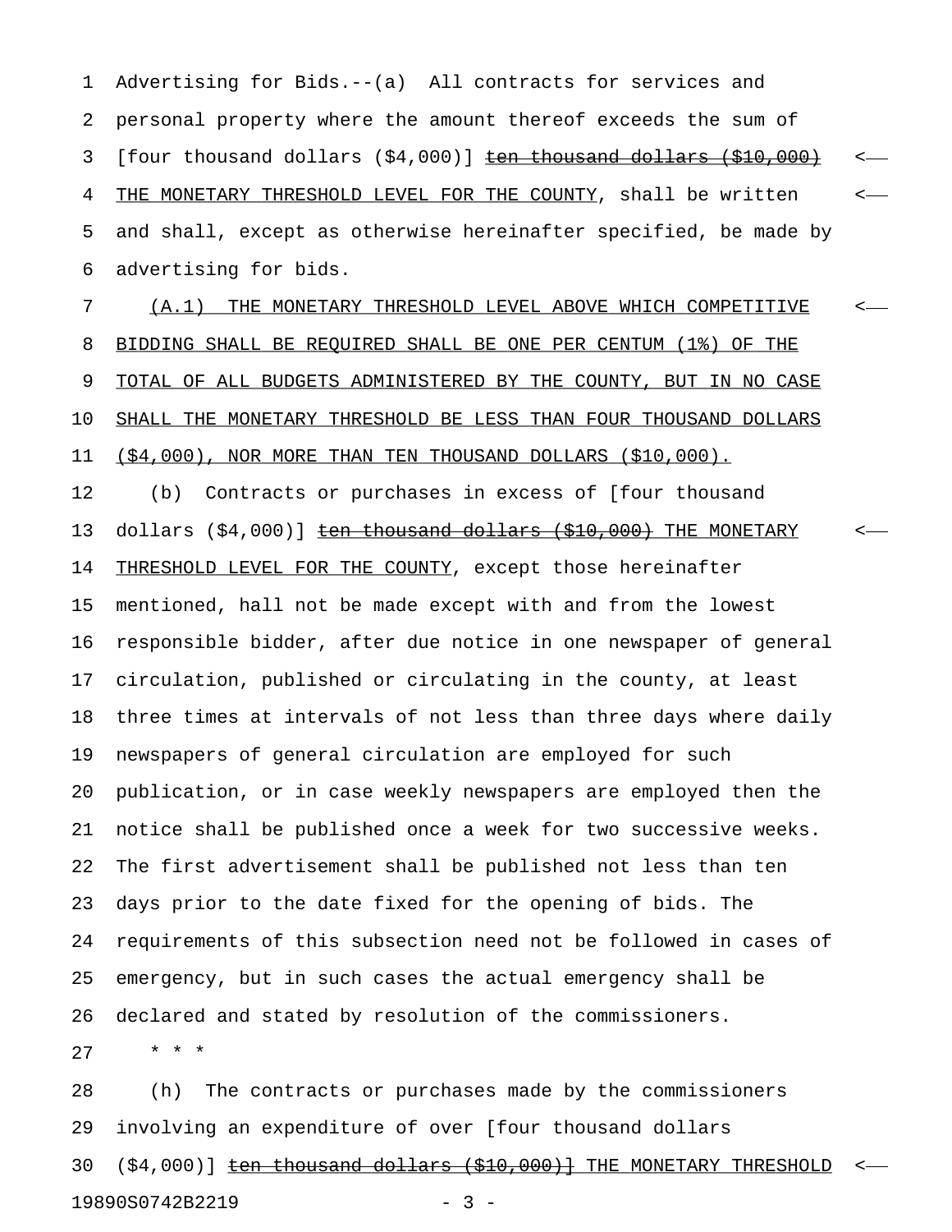Advertising for Bids.--(a) All contracts for services and personal property where the amount thereof exceeds the sum of [four thousand dollars ($4,000)] ~~ten thousand dollars ($10,000)~~ THE MONETARY THRESHOLD LEVEL FOR THE COUNTY, shall be written and shall, except as otherwise hereinafter specified, be made by advertising for bids.

(A.1) THE MONETARY THRESHOLD LEVEL ABOVE WHICH COMPETITIVE BIDDING SHALL BE REQUIRED SHALL BE ONE PER CENTUM (1%) OF THE TOTAL OF ALL BUDGETS ADMINISTERED BY THE COUNTY, BUT IN NO CASE SHALL THE MONETARY THRESHOLD BE LESS THAN FOUR THOUSAND DOLLARS ($4,000), NOR MORE THAN TEN THOUSAND DOLLARS ($10,000).

(b) Contracts or purchases in excess of [four thousand dollars ($4,000)] ~~ten thousand dollars ($10,000)~~ THE MONETARY THRESHOLD LEVEL FOR THE COUNTY, except those hereinafter mentioned, hall not be made except with and from the lowest responsible bidder, after due notice in one newspaper of general circulation, published or circulating in the county, at least three times at intervals of not less than three days where daily newspapers of general circulation are employed for such publication, or in case weekly newspapers are employed then the notice shall be published once a week for two successive weeks. The first advertisement shall be published not less than ten days prior to the date fixed for the opening of bids. The requirements of this subsection need not be followed in cases of emergency, but in such cases the actual emergency shall be declared and stated by resolution of the commissioners.

\* \* \*

(h) The contracts or purchases made by the commissioners involving an expenditure of over [four thousand dollars ($4,000)] ~~ten thousand dollars ($10,000)]~~ THE MONETARY THRESHOLD

19890S0742B2219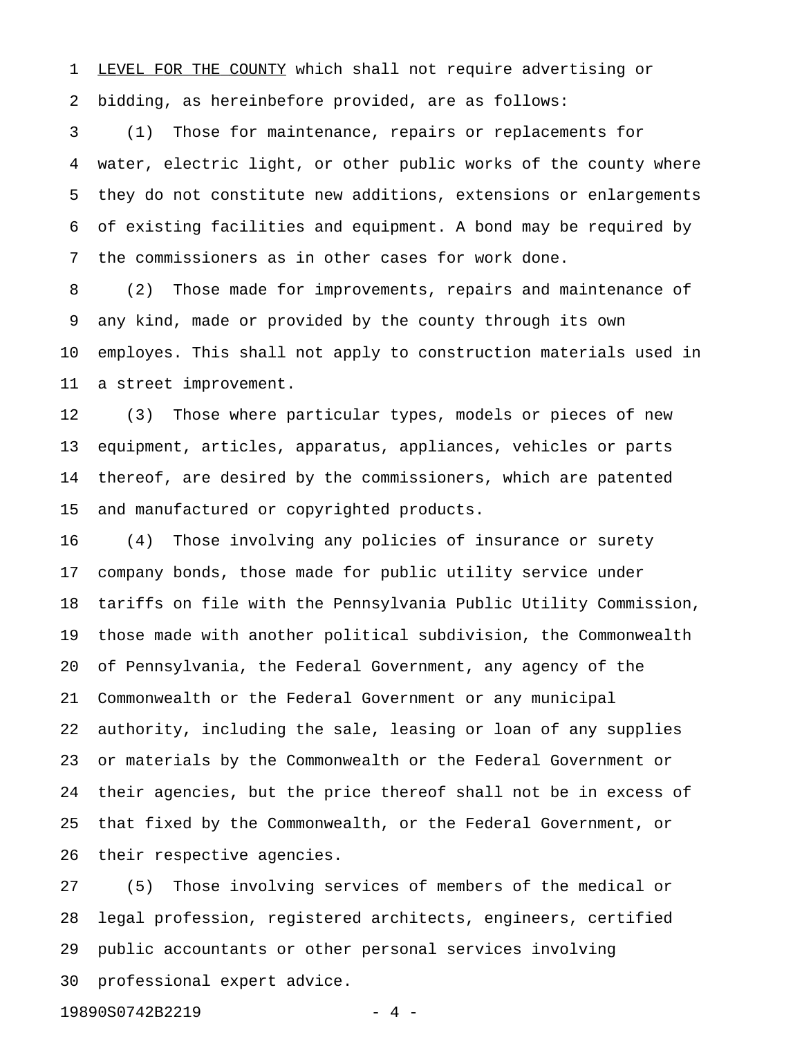LEVEL FOR THE COUNTY which shall not require advertising or bidding, as hereinbefore provided, are as follows:

(1) Those for maintenance, repairs or replacements for water, electric light, or other public works of the county where they do not constitute new additions, extensions or enlargements of existing facilities and equipment. A bond may be required by the commissioners as in other cases for work done.

(2) Those made for improvements, repairs and maintenance of any kind, made or provided by the county through its own employes. This shall not apply to construction materials used in a street improvement.

(3) Those where particular types, models or pieces of new equipment, articles, apparatus, appliances, vehicles or parts thereof, are desired by the commissioners, which are patented and manufactured or copyrighted products.

(4) Those involving any policies of insurance or surety company bonds, those made for public utility service under tariffs on file with the Pennsylvania Public Utility Commission, those made with another political subdivision, the Commonwealth of Pennsylvania, the Federal Government, any agency of the Commonwealth or the Federal Government or any municipal authority, including the sale, leasing or loan of any supplies or materials by the Commonwealth or the Federal Government or their agencies, but the price thereof shall not be in excess of that fixed by the Commonwealth, or the Federal Government, or their respective agencies.

(5) Those involving services of members of the medical or legal profession, registered architects, engineers, certified public accountants or other personal services involving professional expert advice.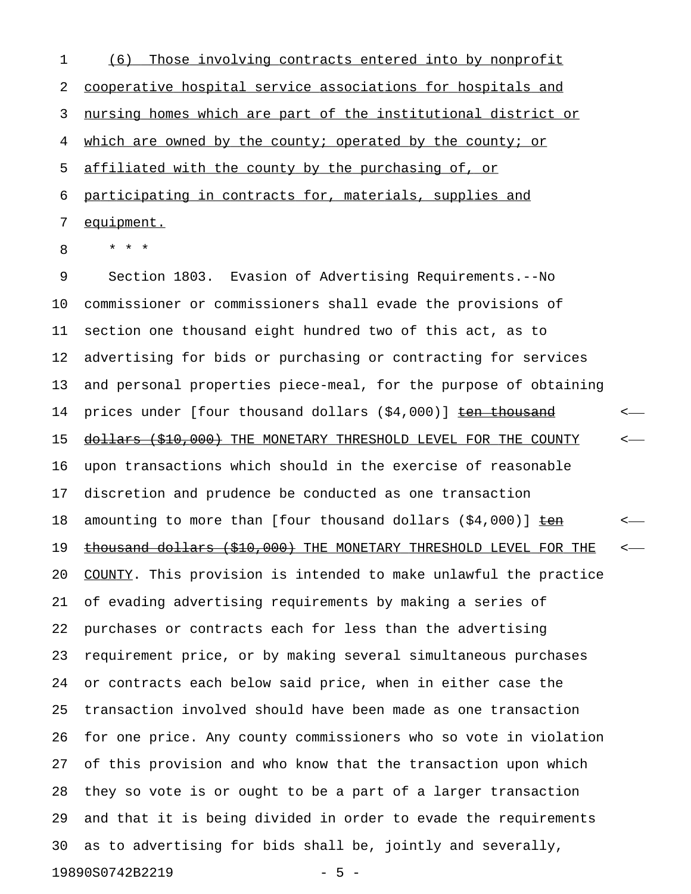(6) Those involving contracts entered into by nonprofit cooperative hospital service associations for hospitals and nursing homes which are part of the institutional district or which are owned by the county; operated by the county; or affiliated with the county by the purchasing of, or participating in contracts for, materials, supplies and equipment.

\* \* \*

Section 1803. Evasion of Advertising Requirements.--No commissioner or commissioners shall evade the provisions of section one thousand eight hundred two of this act, as to advertising for bids or purchasing or contracting for services and personal properties piece-meal, for the purpose of obtaining prices under [four thousand dollars ($4,000)] ~~ten thousand dollars ($10,000)~~ THE MONETARY THRESHOLD LEVEL FOR THE COUNTY upon transactions which should in the exercise of reasonable discretion and prudence be conducted as one transaction amounting to more than [four thousand dollars ($4,000)] ~~ten thousand dollars ($10,000)~~ THE MONETARY THRESHOLD LEVEL FOR THE COUNTY. This provision is intended to make unlawful the practice of evading advertising requirements by making a series of purchases or contracts each for less than the advertising requirement price, or by making several simultaneous purchases or contracts each below said price, when in either case the transaction involved should have been made as one transaction for one price. Any county commissioners who so vote in violation of this provision and who know that the transaction upon which they so vote is or ought to be a part of a larger transaction and that it is being divided in order to evade the requirements as to advertising for bids shall be, jointly and severally,

19890S0742B2219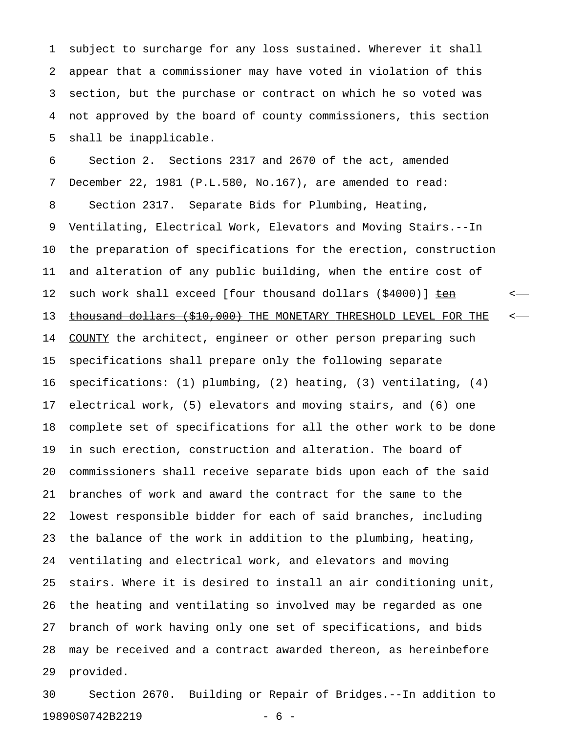subject to surcharge for any loss sustained. Wherever it shall appear that a commissioner may have voted in violation of this section, but the purchase or contract on which he so voted was not approved by the board of county commissioners, this section shall be inapplicable.

Section 2. Sections 2317 and 2670 of the act, amended December 22, 1981 (P.L.580, No.167), are amended to read:

Section 2317. Separate Bids for Plumbing, Heating, Ventilating, Electrical Work, Elevators and Moving Stairs.--In the preparation of specifications for the erection, construction and alteration of any public building, when the entire cost of such work shall exceed [four thousand dollars ($4000)] ~~ten thousand dollars ($10,000)~~ THE MONETARY THRESHOLD LEVEL FOR THE COUNTY the architect, engineer or other person preparing such specifications shall prepare only the following separate specifications: (1) plumbing, (2) heating, (3) ventilating, (4) electrical work, (5) elevators and moving stairs, and (6) one complete set of specifications for all the other work to be done in such erection, construction and alteration. The board of commissioners shall receive separate bids upon each of the said branches of work and award the contract for the same to the lowest responsible bidder for each of said branches, including the balance of the work in addition to the plumbing, heating, ventilating and electrical work, and elevators and moving stairs. Where it is desired to install an air conditioning unit, the heating and ventilating so involved may be regarded as one branch of work having only one set of specifications, and bids may be received and a contract awarded thereon, as hereinbefore provided.

Section 2670. Building or Repair of Bridges.--In addition to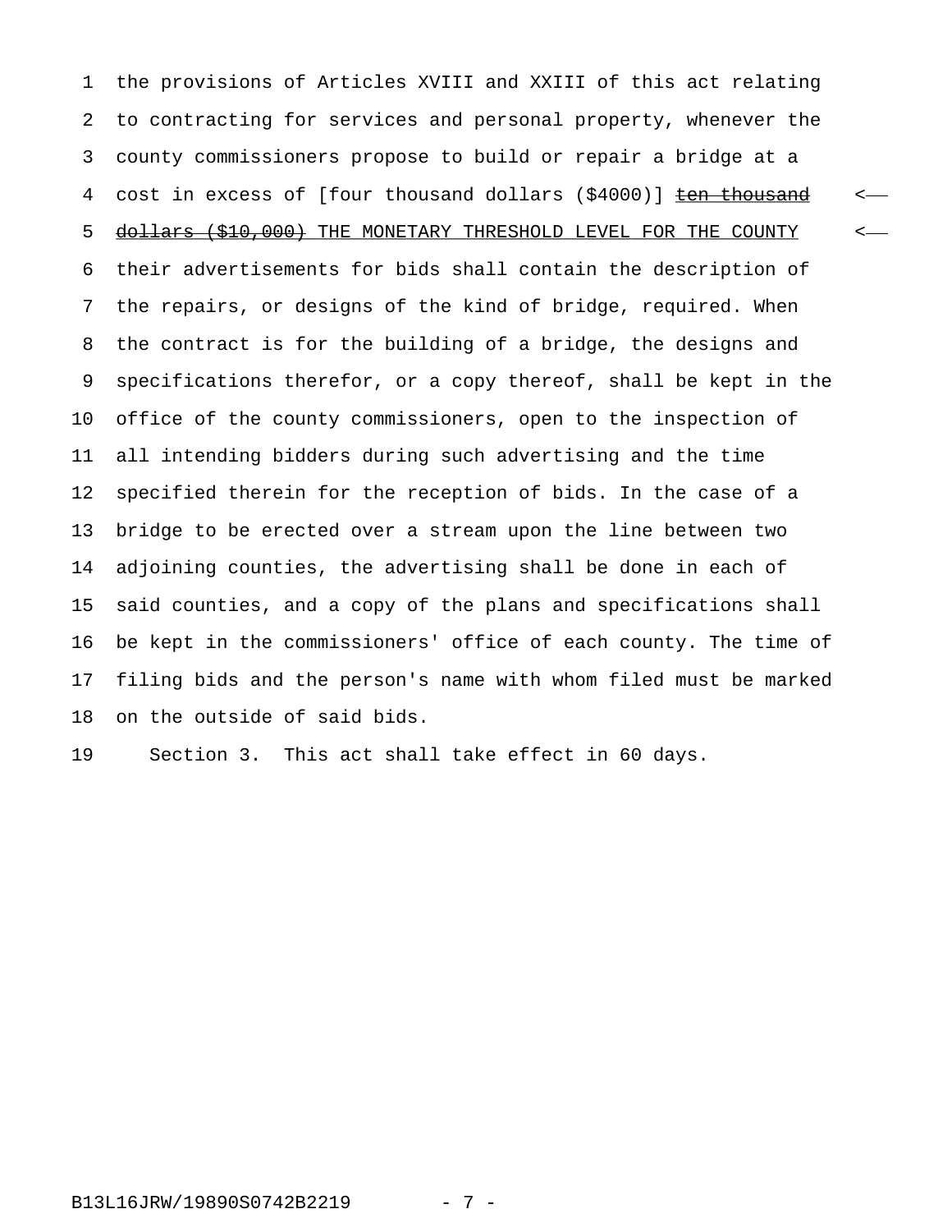the provisions of Articles XVIII and XXIII of this act relating to contracting for services and personal property, whenever the county commissioners propose to build or repair a bridge at a cost in excess of [four thousand dollars ($4000)] ~~ten thousand dollars ($10,000)~~ THE MONETARY THRESHOLD LEVEL FOR THE COUNTY their advertisements for bids shall contain the description of the repairs, or designs of the kind of bridge, required. When the contract is for the building of a bridge, the designs and specifications therefor, or a copy thereof, shall be kept in the office of the county commissioners, open to the inspection of all intending bidders during such advertising and the time specified therein for the reception of bids. In the case of a bridge to be erected over a stream upon the line between two adjoining counties, the advertising shall be done in each of said counties, and a copy of the plans and specifications shall be kept in the commissioners' office of each county. The time of filing bids and the person's name with whom filed must be marked on the outside of said bids.

Section 3. This act shall take effect in 60 days.

B13L16JRW/19890S0742B2219